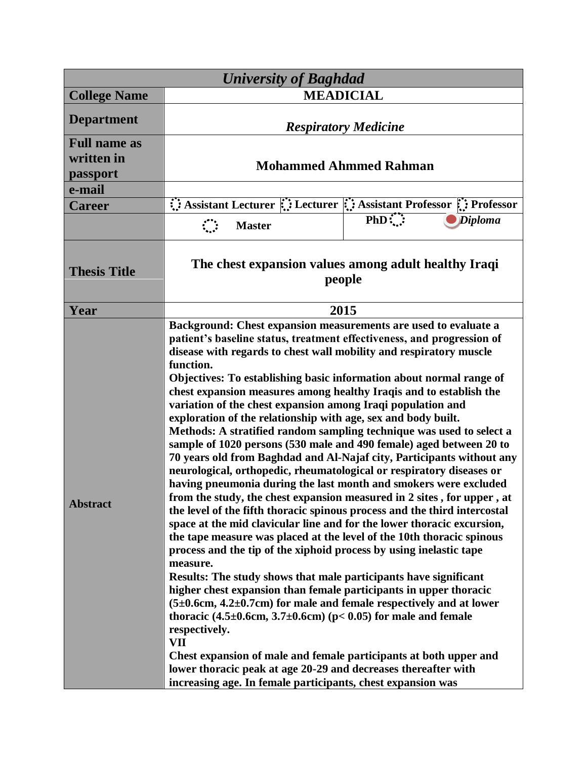| University of Baghdad | | | |
|---|---|---|---|
| **College Name** | **MEADICIAL** | | |
| **Department** | ***Respiratory Medicine*** | | |
| **Full name as written in passport** | **Mohammed Ahmmed Rahman** | | |
| **e-mail** | | | |
| **Career** | ○ **Assistant Lecturer** ○ **Lecturer** | ○ **Assistant Professor** | ○ **Professor** |
| | ○ **Master** | **PhD** ○ | ● ***Diploma*** |
| **Thesis Title** | **The chest expansion values among adult healthy Iraqi people** | | |
| **Year** | **2015** | | |
| **Abstract** | **Background: Chest expansion measurements are used to evaluate a patient's baseline status, treatment effectiveness, and progression of disease with regards to chest wall mobility and respiratory muscle function.** <br> **Objectives: To establishing basic information about normal range of chest expansion measures among healthy Iraqis and to establish the variation of the chest expansion among Iraqi population and exploration of the relationship with age, sex and body built.** <br> **Methods: A stratified random sampling technique was used to select a sample of 1020 persons (530 male and 490 female) aged between 20 to 70 years old from Baghdad and Al-Najaf city, Participants without any neurological, orthopedic, rheumatological or respiratory diseases or having pneumonia during the last month and smokers were excluded from the study, the chest expansion measured in 2 sites , for upper , at the level of the fifth thoracic spinous process and the third intercostal space at the mid clavicular line and for the lower thoracic excursion, the tape measure was placed at the level of the 10th thoracic spinous process and the tip of the xiphoid process by using inelastic tape measure.** <br> **Results: The study shows that male participants have significant higher chest expansion than female participants in upper thoracic (5±0.6cm, 4.2±0.7cm) for male and female respectively and at lower thoracic (4.5±0.6cm, 3.7±0.6cm) ($p < 0.05$) for male and female respectively.** <br> **VII** <br> **Chest expansion of male and female participants at both upper and lower thoracic peak at age 20-29 and decreases thereafter with increasing age. In female participants, chest expansion was** | | |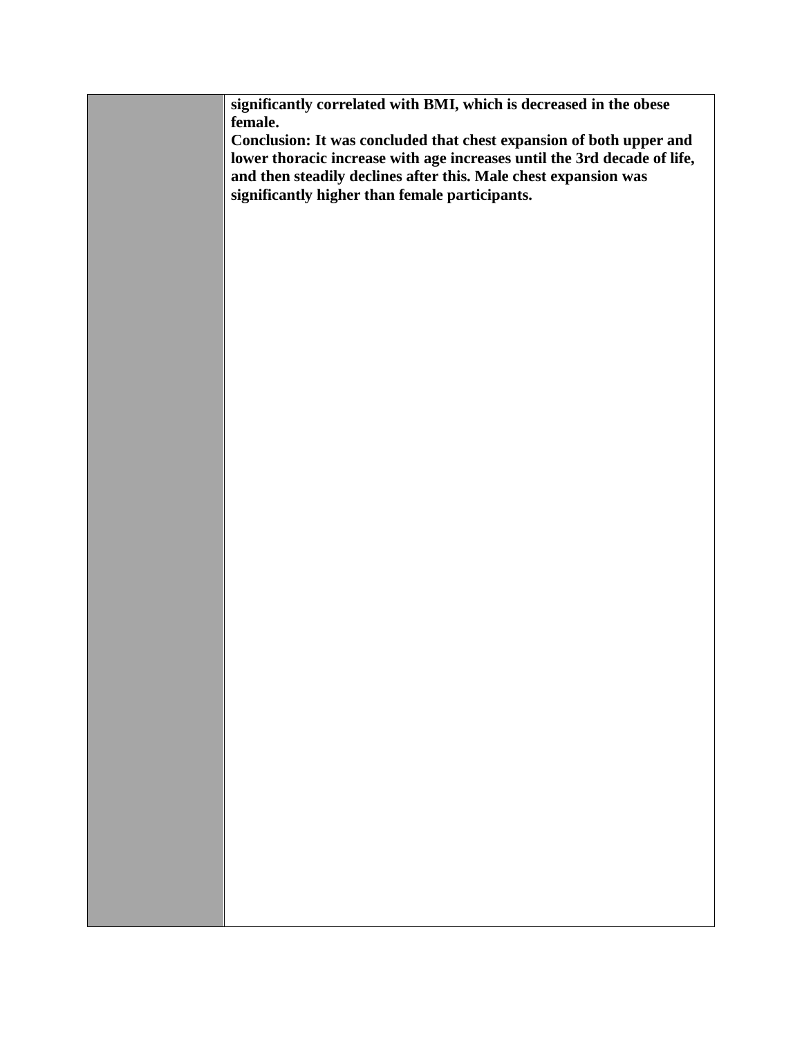| | |
|---|---|
| | **significantly correlated with BMI, which is decreased in the obese female.**<br>**Conclusion: It was concluded that chest expansion of both upper and lower thoracic increase with age increases until the 3rd decade of life, and then steadily declines after this. Male chest expansion was significantly higher than female participants.** |